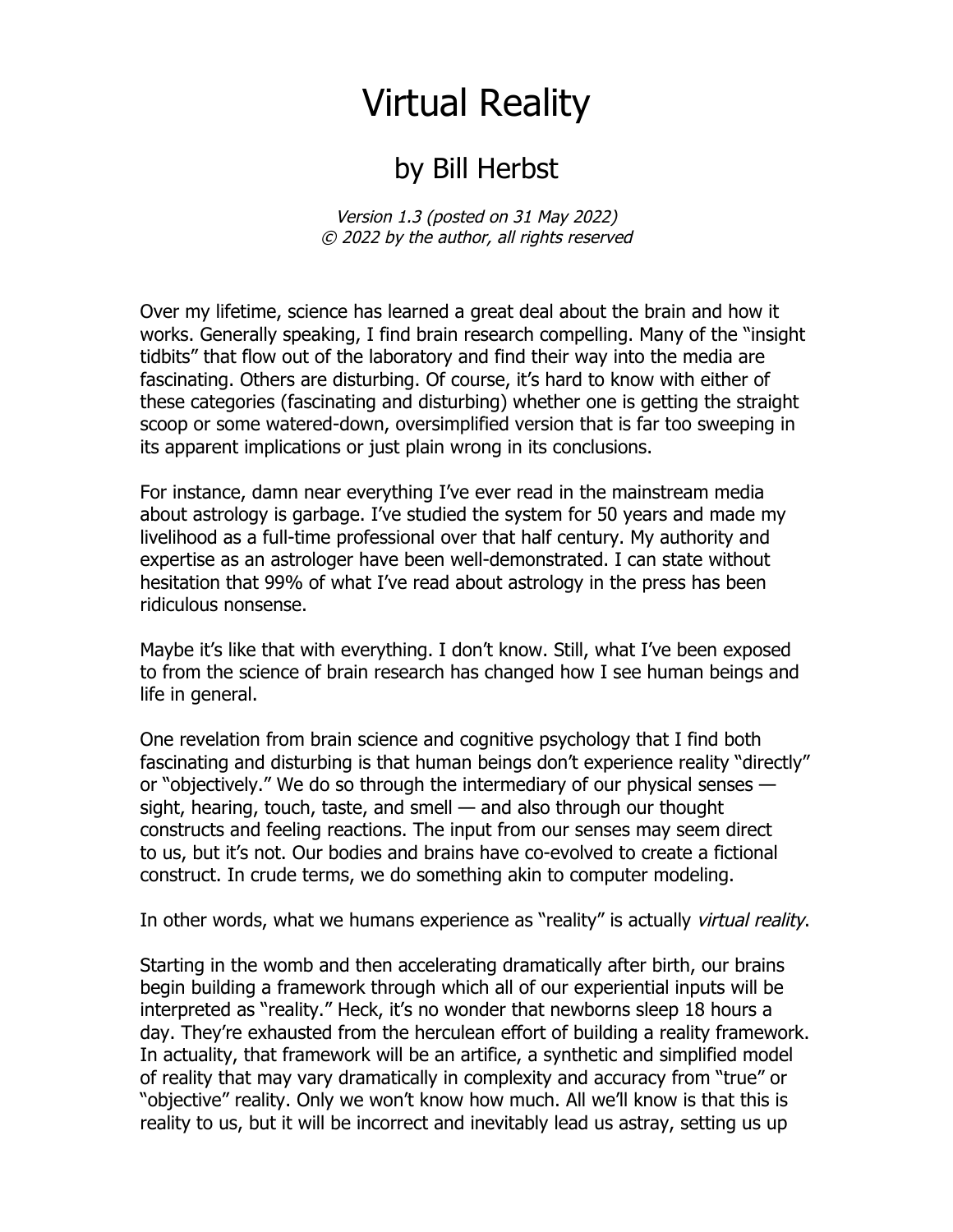# Virtual Reality

## by Bill Herbst

*Version 1.3 (posted on 31 May 2022)*
*© 2022 by the author, all rights reserved*

Over my lifetime, science has learned a great deal about the brain and how it works. Generally speaking, I find brain research compelling. Many of the "insight tidbits" that flow out of the laboratory and find their way into the media are fascinating. Others are disturbing. Of course, it's hard to know with either of these categories (fascinating and disturbing) whether one is getting the straight scoop or some watered-down, oversimplified version that is far too sweeping in its apparent implications or just plain wrong in its conclusions.

For instance, damn near everything I've ever read in the mainstream media about astrology is garbage. I've studied the system for 50 years and made my livelihood as a full-time professional over that half century. My authority and expertise as an astrologer have been well-demonstrated. I can state without hesitation that 99% of what I've read about astrology in the press has been ridiculous nonsense.

Maybe it's like that with everything. I don't know. Still, what I've been exposed to from the science of brain research has changed how I see human beings and life in general.

One revelation from brain science and cognitive psychology that I find both fascinating and disturbing is that human beings don't experience reality "directly" or "objectively." We do so through the intermediary of our physical senses — sight, hearing, touch, taste, and smell — and also through our thought constructs and feeling reactions. The input from our senses may seem direct to us, but it's not. Our bodies and brains have co-evolved to create a fictional construct. In crude terms, we do something akin to computer modeling.

In other words, what we humans experience as "reality" is actually *virtual reality*.

Starting in the womb and then accelerating dramatically after birth, our brains begin building a framework through which all of our experiential inputs will be interpreted as "reality." Heck, it's no wonder that newborns sleep 18 hours a day. They're exhausted from the herculean effort of building a reality framework. In actuality, that framework will be an artifice, a synthetic and simplified model of reality that may vary dramatically in complexity and accuracy from "true" or "objective" reality. Only we won't know how much. All we'll know is that this is reality to us, but it will be incorrect and inevitably lead us astray, setting us up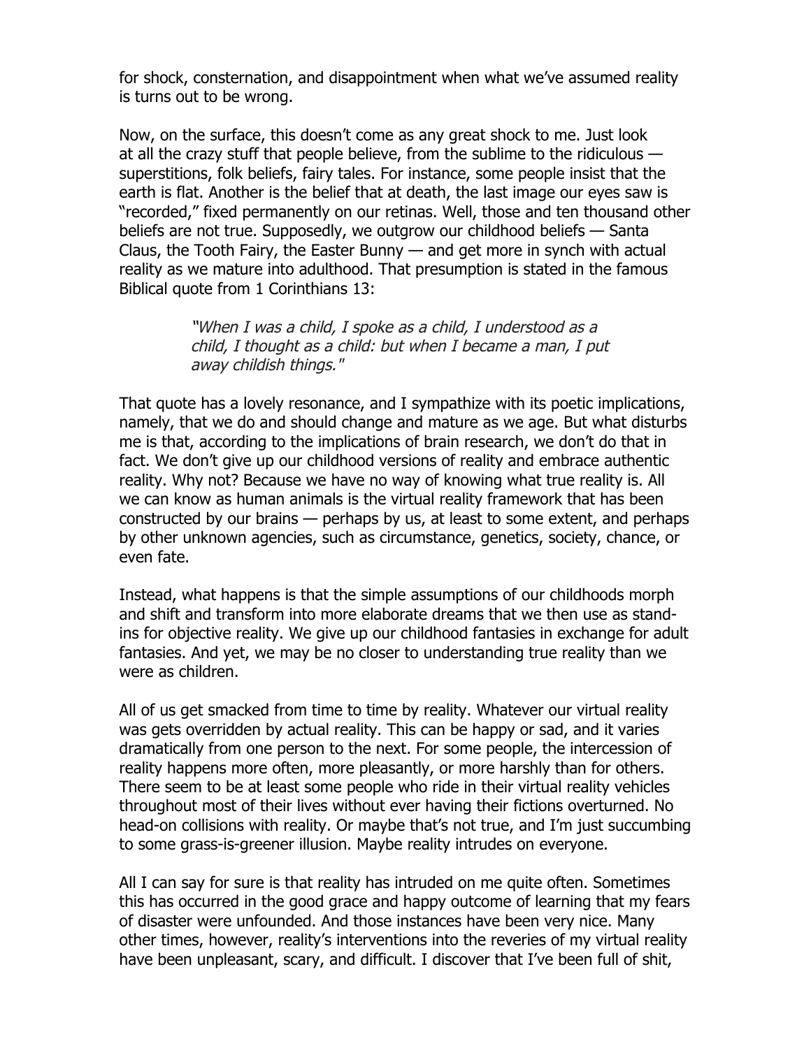for shock, consternation, and disappointment when what we've assumed reality is turns out to be wrong.

Now, on the surface, this doesn't come as any great shock to me. Just look at all the crazy stuff that people believe, from the sublime to the ridiculous — superstitions, folk beliefs, fairy tales. For instance, some people insist that the earth is flat. Another is the belief that at death, the last image our eyes saw is "recorded," fixed permanently on our retinas. Well, those and ten thousand other beliefs are not true. Supposedly, we outgrow our childhood beliefs — Santa Claus, the Tooth Fairy, the Easter Bunny — and get more in synch with actual reality as we mature into adulthood. That presumption is stated in the famous Biblical quote from 1 Corinthians 13:

> *"When I was a child, I spoke as a child, I understood as a child, I thought as a child: but when I became a man, I put away childish things."*

That quote has a lovely resonance, and I sympathize with its poetic implications, namely, that we do and should change and mature as we age. But what disturbs me is that, according to the implications of brain research, we don't do that in fact. We don't give up our childhood versions of reality and embrace authentic reality. Why not? Because we have no way of knowing what true reality is. All we can know as human animals is the virtual reality framework that has been constructed by our brains — perhaps by us, at least to some extent, and perhaps by other unknown agencies, such as circumstance, genetics, society, chance, or even fate.

Instead, what happens is that the simple assumptions of our childhoods morph and shift and transform into more elaborate dreams that we then use as stand-ins for objective reality. We give up our childhood fantasies in exchange for adult fantasies. And yet, we may be no closer to understanding true reality than we were as children.

All of us get smacked from time to time by reality. Whatever our virtual reality was gets overridden by actual reality. This can be happy or sad, and it varies dramatically from one person to the next. For some people, the intercession of reality happens more often, more pleasantly, or more harshly than for others. There seem to be at least some people who ride in their virtual reality vehicles throughout most of their lives without ever having their fictions overturned. No head-on collisions with reality. Or maybe that's not true, and I'm just succumbing to some grass-is-greener illusion. Maybe reality intrudes on everyone.

All I can say for sure is that reality has intruded on me quite often. Sometimes this has occurred in the good grace and happy outcome of learning that my fears of disaster were unfounded. And those instances have been very nice. Many other times, however, reality's interventions into the reveries of my virtual reality have been unpleasant, scary, and difficult. I discover that I've been full of shit,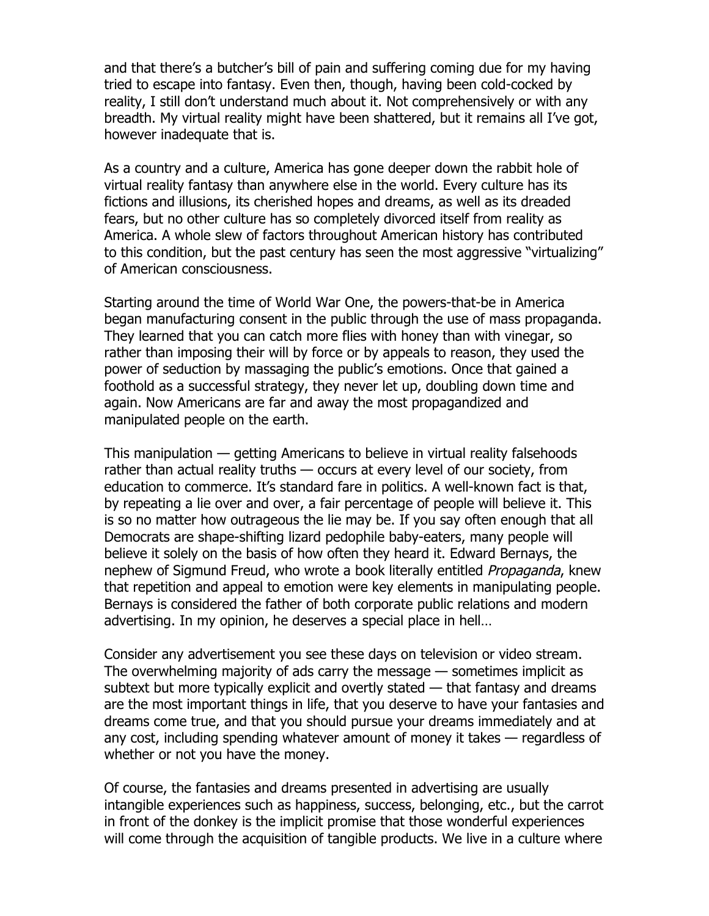and that there's a butcher's bill of pain and suffering coming due for my having tried to escape into fantasy. Even then, though, having been cold-cocked by reality, I still don't understand much about it. Not comprehensively or with any breadth. My virtual reality might have been shattered, but it remains all I've got, however inadequate that is.

As a country and a culture, America has gone deeper down the rabbit hole of virtual reality fantasy than anywhere else in the world. Every culture has its fictions and illusions, its cherished hopes and dreams, as well as its dreaded fears, but no other culture has so completely divorced itself from reality as America. A whole slew of factors throughout American history has contributed to this condition, but the past century has seen the most aggressive "virtualizing" of American consciousness.

Starting around the time of World War One, the powers-that-be in America began manufacturing consent in the public through the use of mass propaganda. They learned that you can catch more flies with honey than with vinegar, so rather than imposing their will by force or by appeals to reason, they used the power of seduction by massaging the public's emotions. Once that gained a foothold as a successful strategy, they never let up, doubling down time and again. Now Americans are far and away the most propagandized and manipulated people on the earth.

This manipulation — getting Americans to believe in virtual reality falsehoods rather than actual reality truths — occurs at every level of our society, from education to commerce. It's standard fare in politics. A well-known fact is that, by repeating a lie over and over, a fair percentage of people will believe it. This is so no matter how outrageous the lie may be. If you say often enough that all Democrats are shape-shifting lizard pedophile baby-eaters, many people will believe it solely on the basis of how often they heard it. Edward Bernays, the nephew of Sigmund Freud, who wrote a book literally entitled *Propaganda*, knew that repetition and appeal to emotion were key elements in manipulating people. Bernays is considered the father of both corporate public relations and modern advertising. In my opinion, he deserves a special place in hell…

Consider any advertisement you see these days on television or video stream. The overwhelming majority of ads carry the message — sometimes implicit as subtext but more typically explicit and overtly stated — that fantasy and dreams are the most important things in life, that you deserve to have your fantasies and dreams come true, and that you should pursue your dreams immediately and at any cost, including spending whatever amount of money it takes — regardless of whether or not you have the money.

Of course, the fantasies and dreams presented in advertising are usually intangible experiences such as happiness, success, belonging, etc., but the carrot in front of the donkey is the implicit promise that those wonderful experiences will come through the acquisition of tangible products. We live in a culture where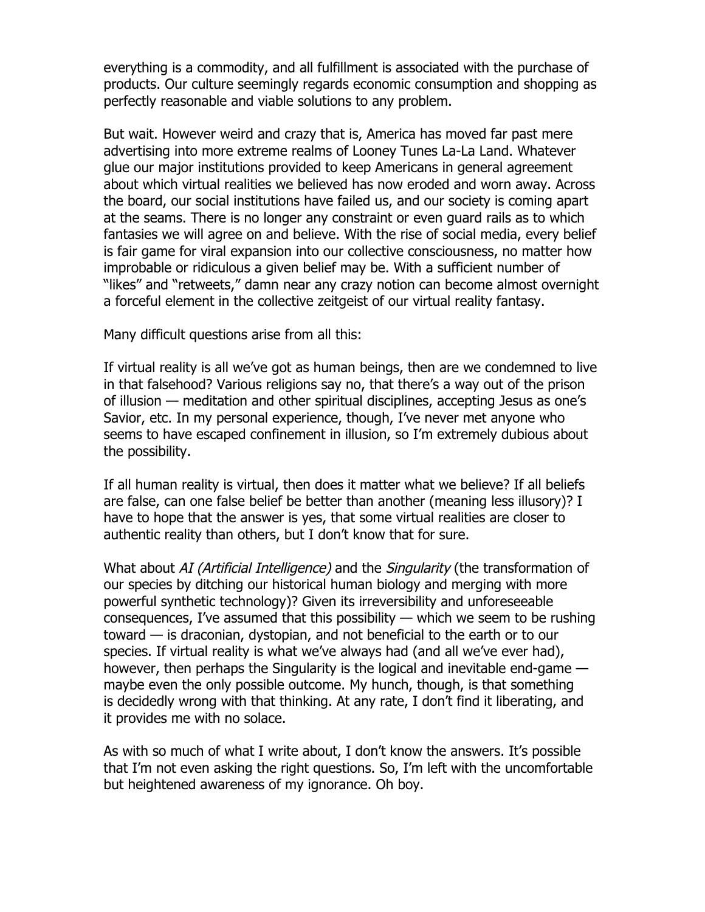everything is a commodity, and all fulfillment is associated with the purchase of products. Our culture seemingly regards economic consumption and shopping as perfectly reasonable and viable solutions to any problem.

But wait. However weird and crazy that is, America has moved far past mere advertising into more extreme realms of Looney Tunes La-La Land. Whatever glue our major institutions provided to keep Americans in general agreement about which virtual realities we believed has now eroded and worn away. Across the board, our social institutions have failed us, and our society is coming apart at the seams. There is no longer any constraint or even guard rails as to which fantasies we will agree on and believe. With the rise of social media, every belief is fair game for viral expansion into our collective consciousness, no matter how improbable or ridiculous a given belief may be. With a sufficient number of "likes" and "retweets," damn near any crazy notion can become almost overnight a forceful element in the collective zeitgeist of our virtual reality fantasy.

Many difficult questions arise from all this:

If virtual reality is all we've got as human beings, then are we condemned to live in that falsehood? Various religions say no, that there's a way out of the prison of illusion — meditation and other spiritual disciplines, accepting Jesus as one's Savior, etc. In my personal experience, though, I've never met anyone who seems to have escaped confinement in illusion, so I'm extremely dubious about the possibility.

If all human reality is virtual, then does it matter what we believe? If all beliefs are false, can one false belief be better than another (meaning less illusory)? I have to hope that the answer is yes, that some virtual realities are closer to authentic reality than others, but I don't know that for sure.

What about *AI (Artificial Intelligence)* and the *Singularity* (the transformation of our species by ditching our historical human biology and merging with more powerful synthetic technology)? Given its irreversibility and unforeseeable consequences, I've assumed that this possibility — which we seem to be rushing toward — is draconian, dystopian, and not beneficial to the earth or to our species. If virtual reality is what we've always had (and all we've ever had), however, then perhaps the Singularity is the logical and inevitable end-game — maybe even the only possible outcome. My hunch, though, is that something is decidedly wrong with that thinking. At any rate, I don't find it liberating, and it provides me with no solace.

As with so much of what I write about, I don't know the answers. It's possible that I'm not even asking the right questions. So, I'm left with the uncomfortable but heightened awareness of my ignorance. Oh boy.